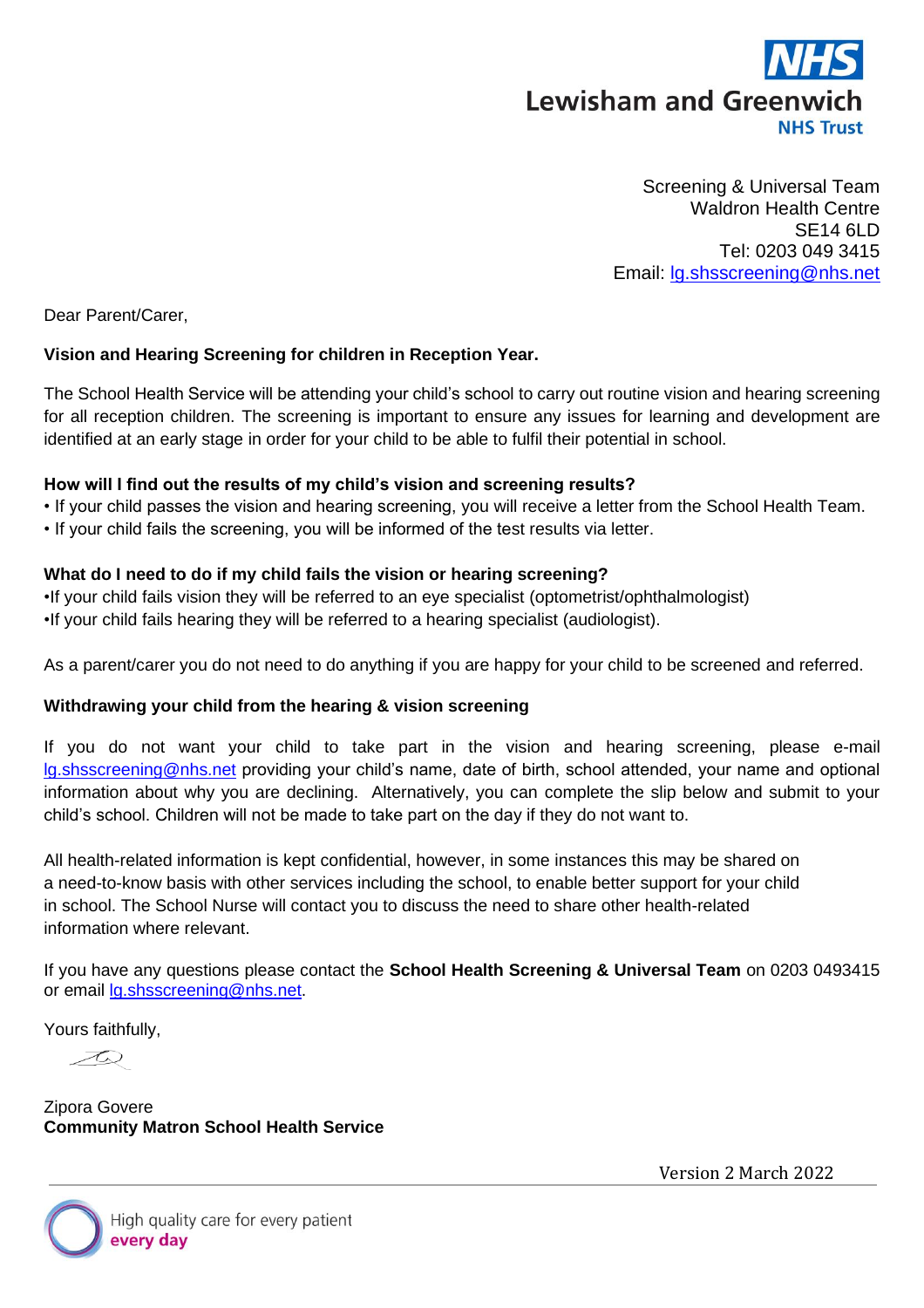Screening & Universal Team
Waldron Health Centre
SE14 6LD
Tel: 0203 049 3415
Email: lg.shsscreening@nhs.net

Dear Parent/Carer,

**Vision and Hearing Screening for children in Reception Year.**

The School Health Service will be attending your child's school to carry out routine vision and hearing screening for all reception children. The screening is important to ensure any issues for learning and development are identified at an early stage in order for your child to be able to fulfil their potential in school.

**How will I find out the results of my child's vision and screening results?**

- If your child passes the vision and hearing screening, you will receive a letter from the School Health Team.
- If your child fails the screening, you will be informed of the test results via letter.

**What do I need to do if my child fails the vision or hearing screening?**

- If your child fails vision they will be referred to an eye specialist (optometrist/ophthalmologist)
- If your child fails hearing they will be referred to a hearing specialist (audiologist).

As a parent/carer you do not need to do anything if you are happy for your child to be screened and referred.

**Withdrawing your child from the hearing & vision screening**

If you do not want your child to take part in the vision and hearing screening, please e-mail lg.shsscreening@nhs.net providing your child's name, date of birth, school attended, your name and optional information about why you are declining. Alternatively, you can complete the slip below and submit to your child's school. Children will not be made to take part on the day if they do not want to.

All health-related information is kept confidential, however, in some instances this may be shared on a need-to-know basis with other services including the school, to enable better support for your child in school. The School Nurse will contact you to discuss the need to share other health-related information where relevant.

If you have any questions please contact the **School Health Screening & Universal Team** on 0203 0493415 or email lg.shsscreening@nhs.net.

Yours faithfully,

Zipora Govere
**Community Matron School Health Service**

Version 2 March 2022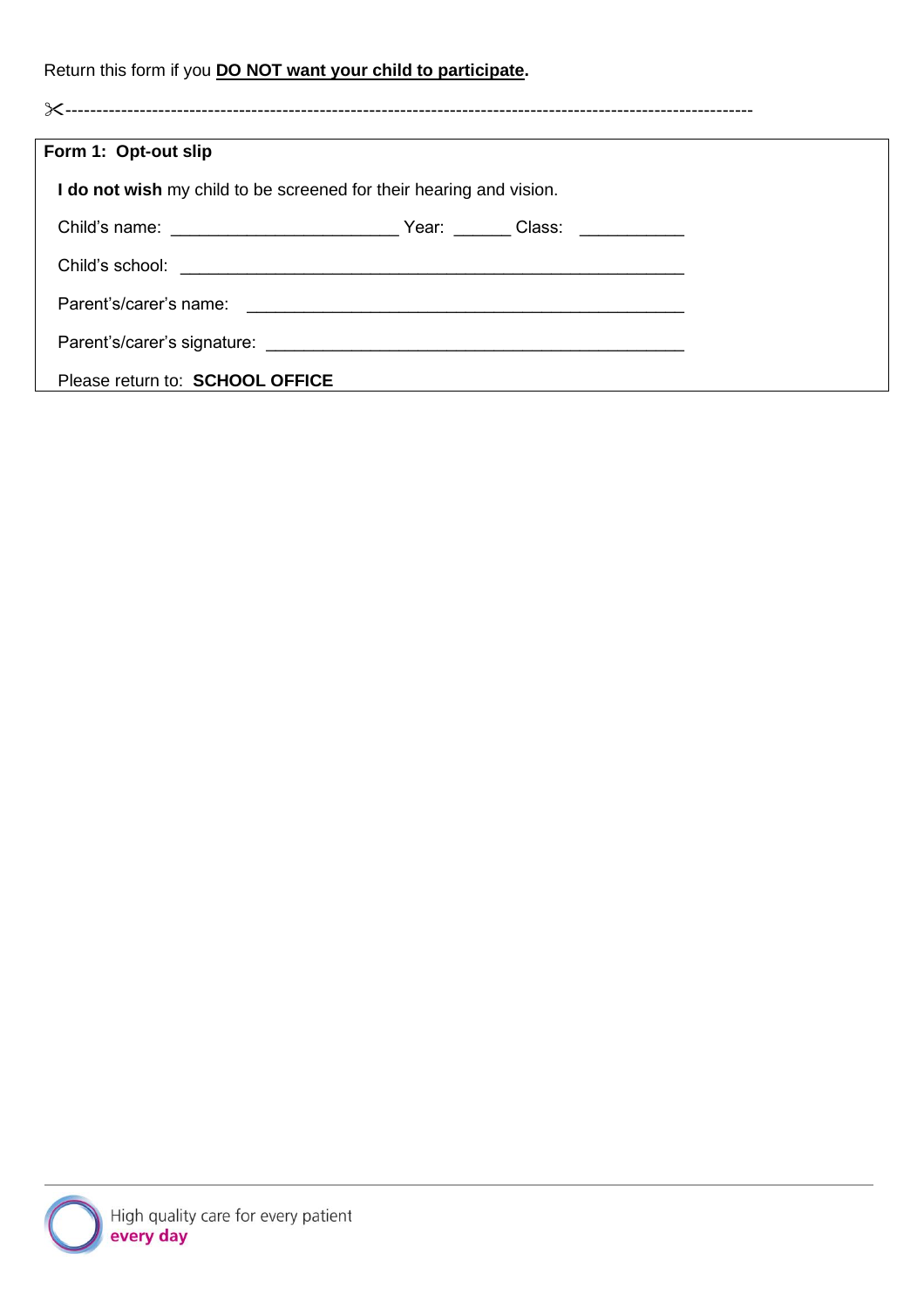Return this form if you **<u>DO NOT want your child to participate</u>.**

✂----------------------------------------------------------------------------------------------------------------

**Form 1: Opt-out slip**

**I do not wish** my child to be screened for their hearing and vision.

Child's name: ________________________ Year: ______ Class: ___________

Child's school: _____________________________________________________

Parent's/carer's name: _______________________________________________

Parent's/carer's signature: ____________________________________________

Please return to: **SCHOOL OFFICE**